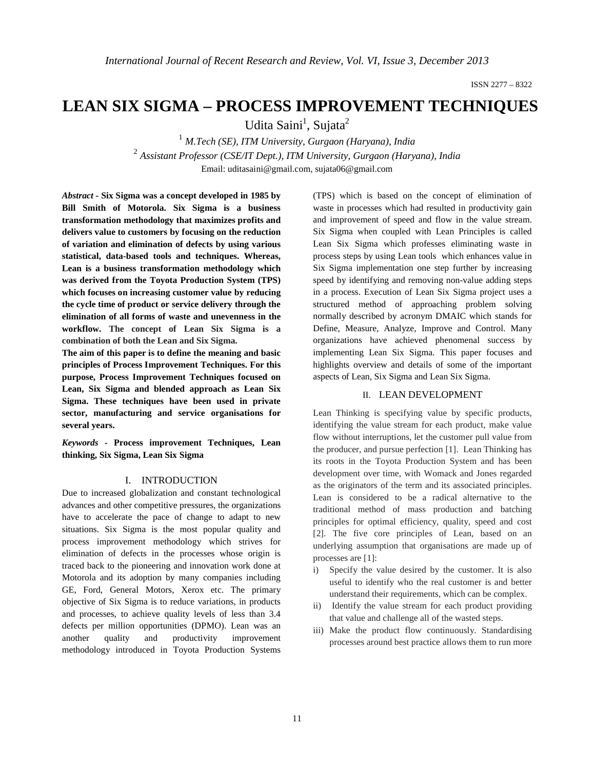# LEAN SIX SIGMA – PROCESS IMPROVEMENT TECHNIQUES

Udita Saini[1], Sujata[2]

[1] *M.Tech (SE), ITM University, Gurgaon (Haryana), India*

[2] *Assistant Professor (CSE/IT Dept.), ITM University, Gurgaon (Haryana), India*

Email: uditasaini@gmail.com, sujata06@gmail.com

***Abstract* - Six Sigma was a concept developed in 1985 by Bill Smith of Motorola. Six Sigma is a business transformation methodology that maximizes profits and delivers value to customers by focusing on the reduction of variation and elimination of defects by using various statistical, data-based tools and techniques. Whereas, Lean is a business transformation methodology which was derived from the Toyota Production System (TPS) which focuses on increasing customer value by reducing the cycle time of product or service delivery through the elimination of all forms of waste and unevenness in the workflow. The concept of Lean Six Sigma is a combination of both the Lean and Six Sigma.**

**The aim of this paper is to define the meaning and basic principles of Process Improvement Techniques. For this purpose, Process Improvement Techniques focused on Lean, Six Sigma and blended approach as Lean Six Sigma. These techniques have been used in private sector, manufacturing and service organisations for several years.**

***Keywords* - Process improvement Techniques, Lean thinking, Six Sigma, Lean Six Sigma**

## I. INTRODUCTION

Due to increased globalization and constant technological advances and other competitive pressures, the organizations have to accelerate the pace of change to adapt to new situations. Six Sigma is the most popular quality and process improvement methodology which strives for elimination of defects in the processes whose origin is traced back to the pioneering and innovation work done at Motorola and its adoption by many companies including GE, Ford, General Motors, Xerox etc. The primary objective of Six Sigma is to reduce variations, in products and processes, to achieve quality levels of less than 3.4 defects per million opportunities (DPMO). Lean was an another quality and productivity improvement methodology introduced in Toyota Production Systems (TPS) which is based on the concept of elimination of waste in processes which had resulted in productivity gain and improvement of speed and flow in the value stream. Six Sigma when coupled with Lean Principles is called Lean Six Sigma which professes eliminating waste in process steps by using Lean tools which enhances value in Six Sigma implementation one step further by increasing speed by identifying and removing non-value adding steps in a process. Execution of Lean Six Sigma project uses a structured method of approaching problem solving normally described by acronym DMAIC which stands for Define, Measure, Analyze, Improve and Control. Many organizations have achieved phenomenal success by implementing Lean Six Sigma. This paper focuses and highlights overview and details of some of the important aspects of Lean, Six Sigma and Lean Six Sigma.

## II. LEAN DEVELOPMENT

Lean Thinking is specifying value by specific products, identifying the value stream for each product, make value flow without interruptions, let the customer pull value from the producer, and pursue perfection [1]. Lean Thinking has its roots in the Toyota Production System and has been development over time, with Womack and Jones regarded as the originators of the term and its associated principles. Lean is considered to be a radical alternative to the traditional method of mass production and batching principles for optimal efficiency, quality, speed and cost [2]. The five core principles of Lean, based on an underlying assumption that organisations are made up of processes are [1]:

i) Specify the value desired by the customer. It is also useful to identify who the real customer is and better understand their requirements, which can be complex.

ii) Identify the value stream for each product providing that value and challenge all of the wasted steps.

iii) Make the product flow continuously. Standardising processes around best practice allows them to run more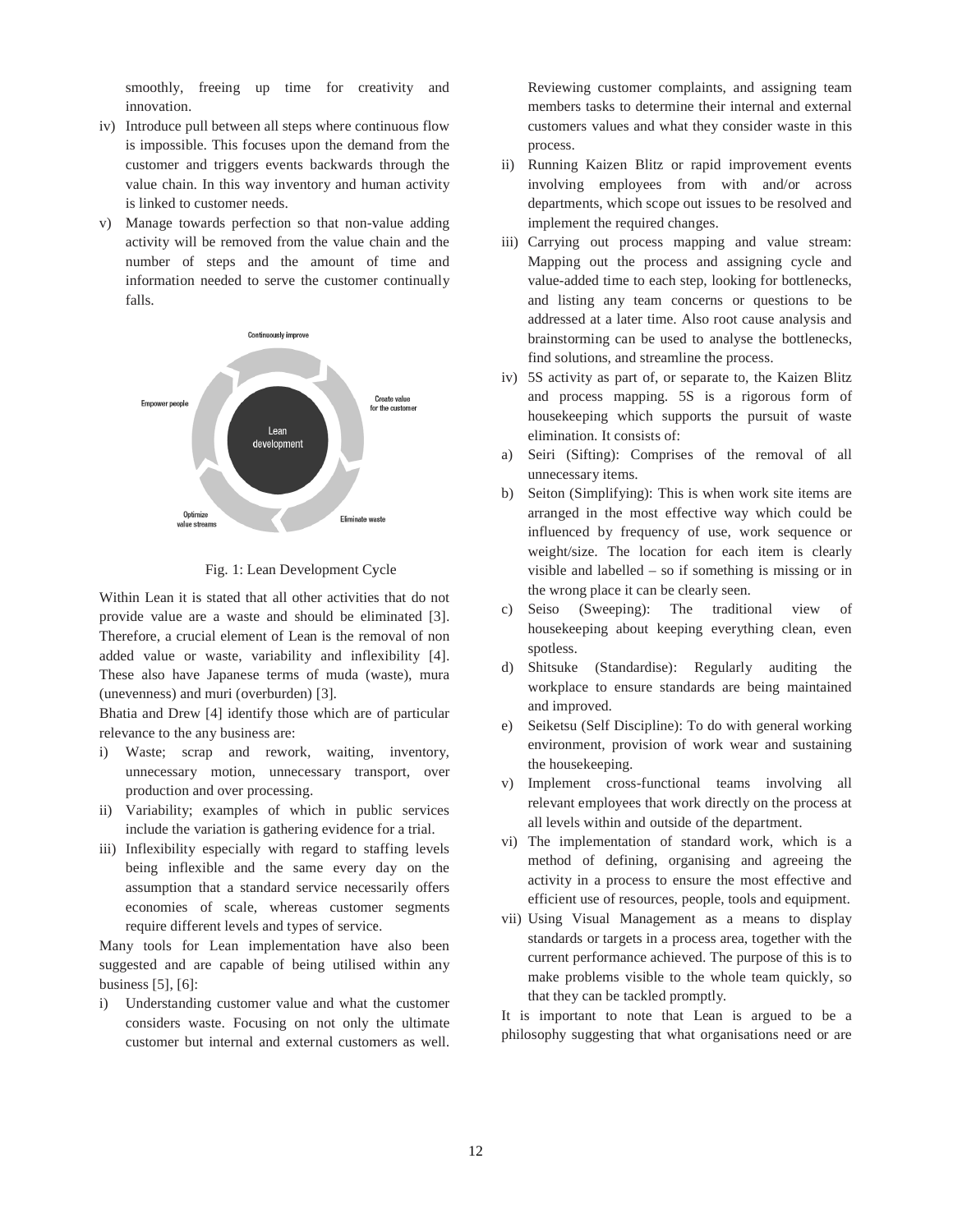smoothly, freeing up time for creativity and innovation.

iv) Introduce pull between all steps where continuous flow is impossible. This focuses upon the demand from the customer and triggers events backwards through the value chain. In this way inventory and human activity is linked to customer needs.

v) Manage towards perfection so that non-value adding activity will be removed from the value chain and the number of steps and the amount of time and information needed to serve the customer continually falls.

Fig. 1: Lean Development Cycle

Within Lean it is stated that all other activities that do not provide value are a waste and should be eliminated [3]. Therefore, a crucial element of Lean is the removal of non added value or waste, variability and inflexibility [4]. These also have Japanese terms of muda (waste), mura (unevenness) and muri (overburden) [3].

Bhatia and Drew [4] identify those which are of particular relevance to the any business are:

i) Waste; scrap and rework, waiting, inventory, unnecessary motion, unnecessary transport, over production and over processing.

ii) Variability; examples of which in public services include the variation is gathering evidence for a trial.

iii) Inflexibility especially with regard to staffing levels being inflexible and the same every day on the assumption that a standard service necessarily offers economies of scale, whereas customer segments require different levels and types of service.

Many tools for Lean implementation have also been suggested and are capable of being utilised within any business [5], [6]:

i) Understanding customer value and what the customer considers waste. Focusing on not only the ultimate customer but internal and external customers as well. Reviewing customer complaints, and assigning team members tasks to determine their internal and external customers values and what they consider waste in this process.

ii) Running Kaizen Blitz or rapid improvement events involving employees from with and/or across departments, which scope out issues to be resolved and implement the required changes.

iii) Carrying out process mapping and value stream: Mapping out the process and assigning cycle and value-added time to each step, looking for bottlenecks, and listing any team concerns or questions to be addressed at a later time. Also root cause analysis and brainstorming can be used to analyse the bottlenecks, find solutions, and streamline the process.

iv) 5S activity as part of, or separate to, the Kaizen Blitz and process mapping. 5S is a rigorous form of housekeeping which supports the pursuit of waste elimination. It consists of:

a) Seiri (Sifting): Comprises of the removal of all unnecessary items.

b) Seiton (Simplifying): This is when work site items are arranged in the most effective way which could be influenced by frequency of use, work sequence or weight/size. The location for each item is clearly visible and labelled – so if something is missing or in the wrong place it can be clearly seen.

c) Seiso (Sweeping): The traditional view of housekeeping about keeping everything clean, even spotless.

d) Shitsuke (Standardise): Regularly auditing the workplace to ensure standards are being maintained and improved.

e) Seiketsu (Self Discipline): To do with general working environment, provision of work wear and sustaining the housekeeping.

v) Implement cross-functional teams involving all relevant employees that work directly on the process at all levels within and outside of the department.

vi) The implementation of standard work, which is a method of defining, organising and agreeing the activity in a process to ensure the most effective and efficient use of resources, people, tools and equipment.

vii) Using Visual Management as a means to display standards or targets in a process area, together with the current performance achieved. The purpose of this is to make problems visible to the whole team quickly, so that they can be tackled promptly.

It is important to note that Lean is argued to be a philosophy suggesting that what organisations need or are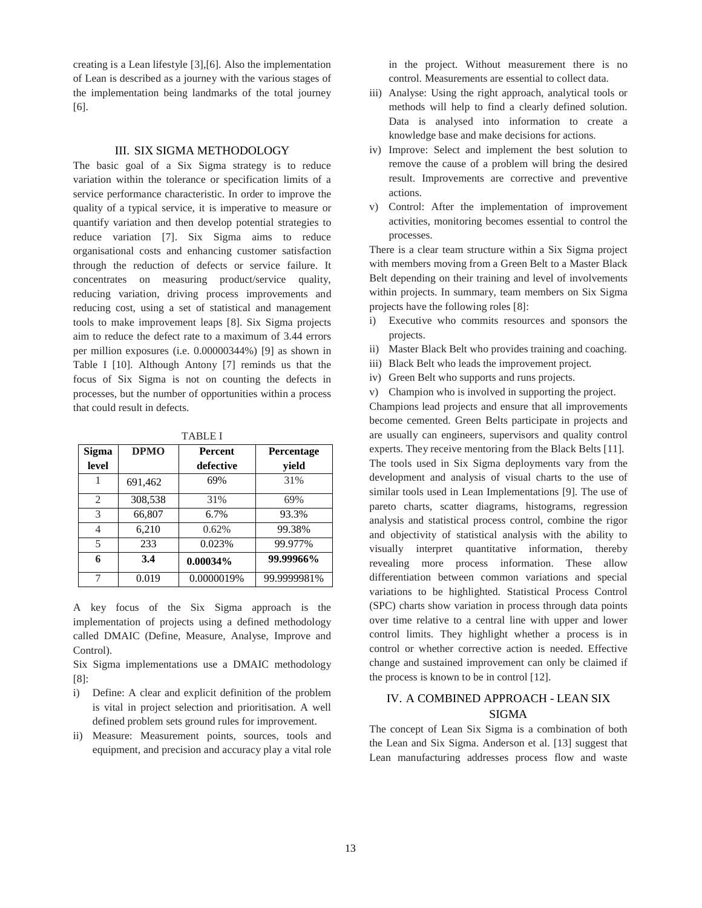creating is a Lean lifestyle [3],[6]. Also the implementation of Lean is described as a journey with the various stages of the implementation being landmarks of the total journey [6].

## III. SIX SIGMA METHODOLOGY

The basic goal of a Six Sigma strategy is to reduce variation within the tolerance or specification limits of a service performance characteristic. In order to improve the quality of a typical service, it is imperative to measure or quantify variation and then develop potential strategies to reduce variation [7]. Six Sigma aims to reduce organisational costs and enhancing customer satisfaction through the reduction of defects or service failure. It concentrates on measuring product/service quality, reducing variation, driving process improvements and reducing cost, using a set of statistical and management tools to make improvement leaps [8]. Six Sigma projects aim to reduce the defect rate to a maximum of 3.44 errors per million exposures (i.e. 0.00000344%) [9] as shown in Table I [10]. Although Antony [7] reminds us that the focus of Six Sigma is not on counting the defects in processes, but the number of opportunities within a process that could result in defects.

TABLE I

| Sigma level | DPMO | Percent defective | Percentage yield |
|---|---|---|---|
| 1 | 691,462 | 69% | 31% |
| 2 | 308,538 | 31% | 69% |
| 3 | 66,807 | 6.7% | 93.3% |
| 4 | 6,210 | 0.62% | 99.38% |
| 5 | 233 | 0.023% | 99.977% |
| **6** | **3.4** | **0.00034%** | **99.99966%** |
| 7 | 0.019 | 0.0000019% | 99.9999981% |

A key focus of the Six Sigma approach is the implementation of projects using a defined methodology called DMAIC (Define, Measure, Analyse, Improve and Control).

Six Sigma implementations use a DMAIC methodology [8]:

i) Define: A clear and explicit definition of the problem is vital in project selection and prioritisation. A well defined problem sets ground rules for improvement.
ii) Measure: Measurement points, sources, tools and equipment, and precision and accuracy play a vital role in the project. Without measurement there is no control. Measurements are essential to collect data.
iii) Analyse: Using the right approach, analytical tools or methods will help to find a clearly defined solution. Data is analysed into information to create a knowledge base and make decisions for actions.
iv) Improve: Select and implement the best solution to remove the cause of a problem will bring the desired result. Improvements are corrective and preventive actions.
v) Control: After the implementation of improvement activities, monitoring becomes essential to control the processes.

There is a clear team structure within a Six Sigma project with members moving from a Green Belt to a Master Black Belt depending on their training and level of involvements within projects. In summary, team members on Six Sigma projects have the following roles [8]:

i) Executive who commits resources and sponsors the projects.
ii) Master Black Belt who provides training and coaching.
iii) Black Belt who leads the improvement project.
iv) Green Belt who supports and runs projects.
v) Champion who is involved in supporting the project.

Champions lead projects and ensure that all improvements become cemented. Green Belts participate in projects and are usually can engineers, supervisors and quality control experts. They receive mentoring from the Black Belts [11].

The tools used in Six Sigma deployments vary from the development and analysis of visual charts to the use of similar tools used in Lean Implementations [9]. The use of pareto charts, scatter diagrams, histograms, regression analysis and statistical process control, combine the rigor and objectivity of statistical analysis with the ability to visually interpret quantitative information, thereby revealing more process information. These allow differentiation between common variations and special variations to be highlighted. Statistical Process Control (SPC) charts show variation in process through data points over time relative to a central line with upper and lower control limits. They highlight whether a process is in control or whether corrective action is needed. Effective change and sustained improvement can only be claimed if the process is known to be in control [12].

## IV. A COMBINED APPROACH - LEAN SIX SIGMA

The concept of Lean Six Sigma is a combination of both the Lean and Six Sigma. Anderson et al. [13] suggest that Lean manufacturing addresses process flow and waste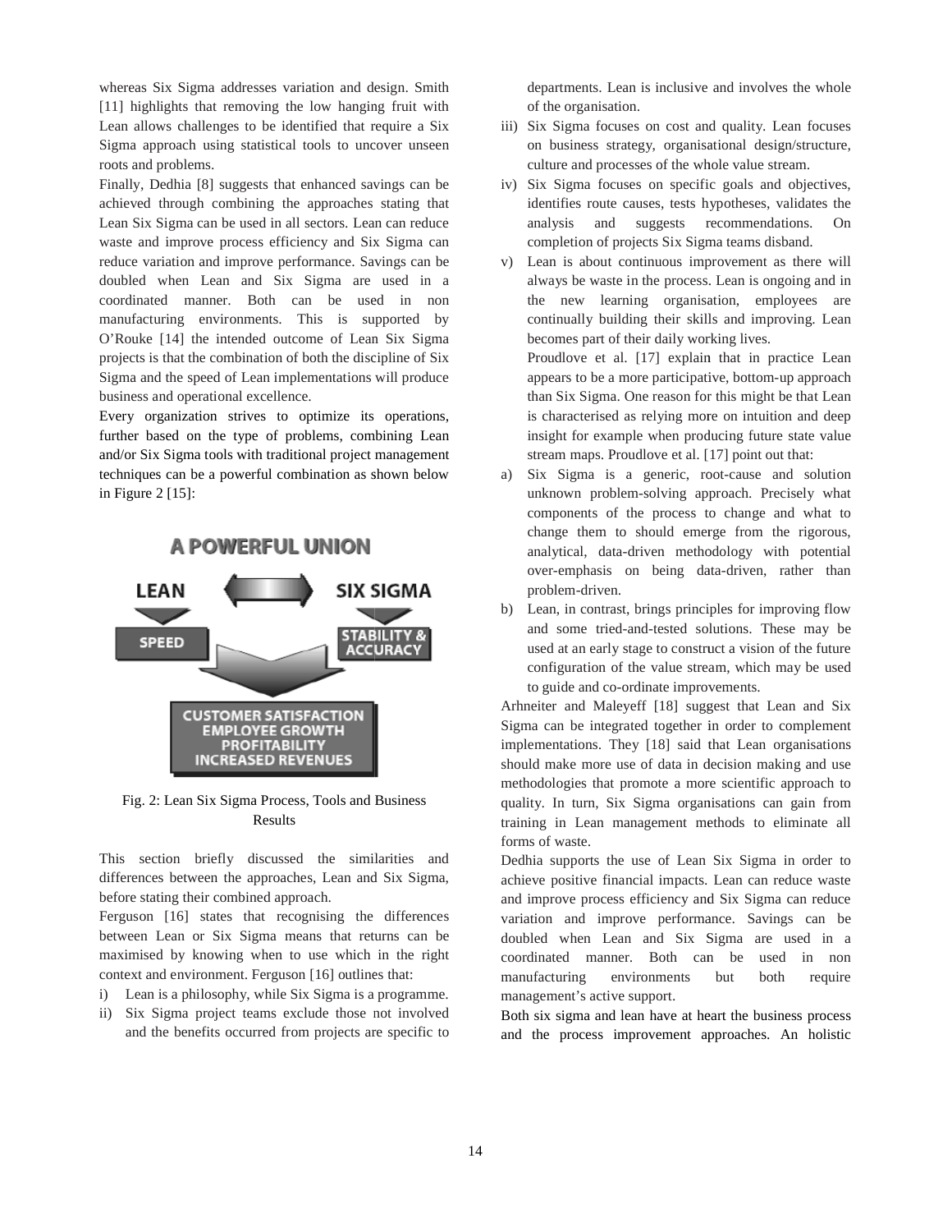whereas Six Sigma addresses variation and design. Smith [11] highlights that removing the low hanging fruit with Lean allows challenges to be identified that require a Six Sigma approach using statistical tools to uncover unseen roots and problems.

Finally, Dedhia [8] suggests that enhanced savings can be achieved through combining the approaches stating that Lean Six Sigma can be used in all sectors. Lean can reduce waste and improve process efficiency and Six Sigma can reduce variation and improve performance. Savings can be doubled when Lean and Six Sigma are used in a coordinated manner. Both can be used in non manufacturing environments. This is supported by O'Rouke [14] the intended outcome of Lean Six Sigma projects is that the combination of both the discipline of Six Sigma and the speed of Lean implementations will produce business and operational excellence.

Every organization strives to optimize its operations, further based on the type of problems, combining Lean and/or Six Sigma tools with traditional project management techniques can be a powerful combination as shown below in Figure 2 [15]:

A POWERFUL UNION

LEAN — SIX SIGMA

SPEED — STABILITY & ACCURACY

CUSTOMER SATISFACTION
EMPLOYEE GROWTH
PROFITABILITY
INCREASED REVENUES

Fig. 2: Lean Six Sigma Process, Tools and Business Results

This section briefly discussed the similarities and differences between the approaches, Lean and Six Sigma, before stating their combined approach.

Ferguson [16] states that recognising the differences between Lean or Six Sigma means that returns can be maximised by knowing when to use which in the right context and environment. Ferguson [16] outlines that:

i) Lean is a philosophy, while Six Sigma is a programme.
ii) Six Sigma project teams exclude those not involved and the benefits occurred from projects are specific to departments. Lean is inclusive and involves the whole of the organisation.
iii) Six Sigma focuses on cost and quality. Lean focuses on business strategy, organisational design/structure, culture and processes of the whole value stream.
iv) Six Sigma focuses on specific goals and objectives, identifies route causes, tests hypotheses, validates the analysis and suggests recommendations. On completion of projects Six Sigma teams disband.
v) Lean is about continuous improvement as there will always be waste in the process. Lean is ongoing and in the new learning organisation, employees are continually building their skills and improving. Lean becomes part of their daily working lives.

   Proudlove et al. [17] explain that in practice Lean appears to be a more participative, bottom-up approach than Six Sigma. One reason for this might be that Lean is characterised as relying more on intuition and deep insight for example when producing future state value stream maps. Proudlove et al. [17] point out that:

a) Six Sigma is a generic, root-cause and solution unknown problem-solving approach. Precisely what components of the process to change and what to change them to should emerge from the rigorous, analytical, data-driven methodology with potential over-emphasis on being data-driven, rather than problem-driven.
b) Lean, in contrast, brings principles for improving flow and some tried-and-tested solutions. These may be used at an early stage to construct a vision of the future configuration of the value stream, which may be used to guide and co-ordinate improvements.

Arhneiter and Maleyeff [18] suggest that Lean and Six Sigma can be integrated together in order to complement implementations. They [18] said that Lean organisations should make more use of data in decision making and use methodologies that promote a more scientific approach to quality. In turn, Six Sigma organisations can gain from training in Lean management methods to eliminate all forms of waste.

Dedhia supports the use of Lean Six Sigma in order to achieve positive financial impacts. Lean can reduce waste and improve process efficiency and Six Sigma can reduce variation and improve performance. Savings can be doubled when Lean and Six Sigma are used in a coordinated manner. Both can be used in non manufacturing environments but both require management's active support.

Both six sigma and lean have at heart the business process and the process improvement approaches. An holistic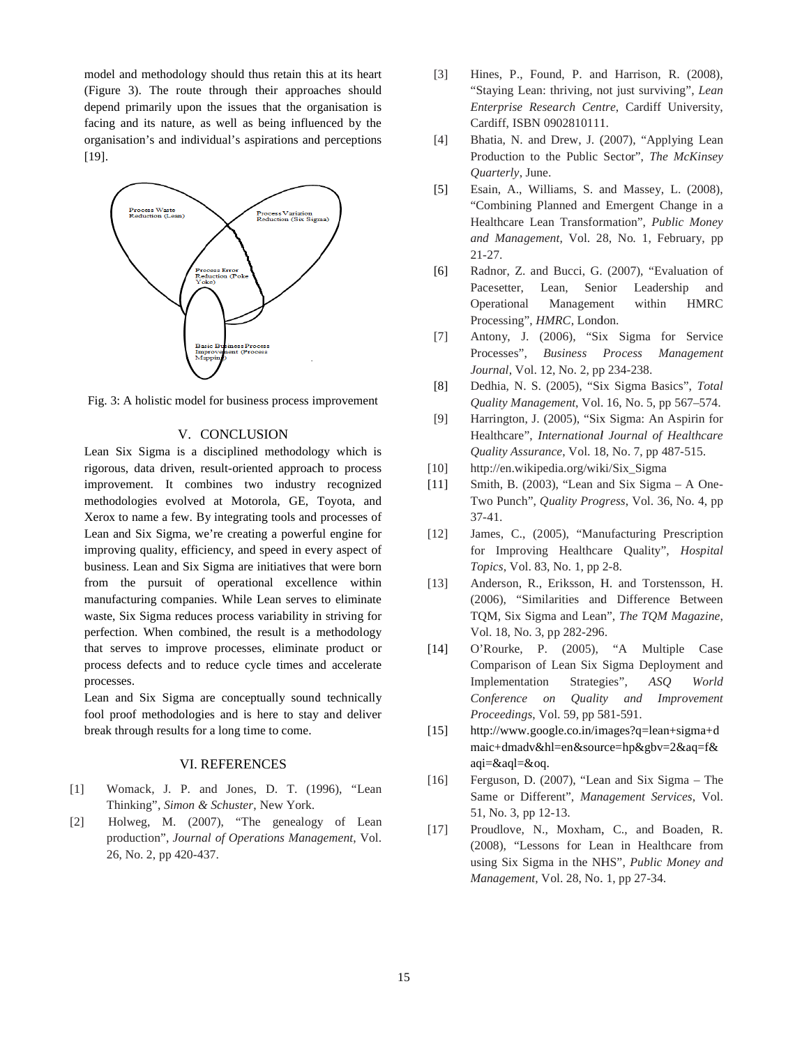model and methodology should thus retain this at its heart (Figure 3). The route through their approaches should depend primarily upon the issues that the organisation is facing and its nature, as well as being influenced by the organisation's and individual's aspirations and perceptions [19].

Fig. 3: A holistic model for business process improvement

## V. CONCLUSION

Lean Six Sigma is a disciplined methodology which is rigorous, data driven, result-oriented approach to process improvement. It combines two industry recognized methodologies evolved at Motorola, GE, Toyota, and Xerox to name a few. By integrating tools and processes of Lean and Six Sigma, we're creating a powerful engine for improving quality, efficiency, and speed in every aspect of business. Lean and Six Sigma are initiatives that were born from the pursuit of operational excellence within manufacturing companies. While Lean serves to eliminate waste, Six Sigma reduces process variability in striving for perfection. When combined, the result is a methodology that serves to improve processes, eliminate product or process defects and to reduce cycle times and accelerate processes.

Lean and Six Sigma are conceptually sound technically fool proof methodologies and is here to stay and deliver break through results for a long time to come.

## VI. REFERENCES

[1] Womack, J. P. and Jones, D. T. (1996), "Lean Thinking", *Simon & Schuster*, New York.

[2] Holweg, M. (2007), "The genealogy of Lean production", *Journal of Operations Management*, Vol. 26, No. 2, pp 420-437.

[3] Hines, P., Found, P. and Harrison, R. (2008), "Staying Lean: thriving, not just surviving", *Lean Enterprise Research Centre*, Cardiff University, Cardiff, ISBN 0902810111.

[4] Bhatia, N. and Drew, J. (2007), "Applying Lean Production to the Public Sector", *The McKinsey Quarterly*, June.

[5] Esain, A., Williams, S. and Massey, L. (2008), "Combining Planned and Emergent Change in a Healthcare Lean Transformation", *Public Money and Management*, Vol. 28, No. 1, February, pp 21-27.

[6] Radnor, Z. and Bucci, G. (2007), "Evaluation of Pacesetter, Lean, Senior Leadership and Operational Management within HMRC Processing", *HMRC*, London.

[7] Antony, J. (2006), "Six Sigma for Service Processes", *Business Process Management Journal*, Vol. 12, No. 2, pp 234-238.

[8] Dedhia, N. S. (2005), "Six Sigma Basics", *Total Quality Management*, Vol. 16, No. 5, pp 567–574.

[9] Harrington, J. (2005), "Six Sigma: An Aspirin for Healthcare", *International Journal of Healthcare Quality Assurance*, Vol. 18, No. 7, pp 487-515.

[10] http://en.wikipedia.org/wiki/Six_Sigma

[11] Smith, B. (2003), "Lean and Six Sigma – A One-Two Punch", *Quality Progress*, Vol. 36, No. 4, pp 37-41.

[12] James, C., (2005), "Manufacturing Prescription for Improving Healthcare Quality", *Hospital Topics*, Vol. 83, No. 1, pp 2-8.

[13] Anderson, R., Eriksson, H. and Torstensson, H. (2006), "Similarities and Difference Between TQM, Six Sigma and Lean", *The TQM Magazine*, Vol. 18, No. 3, pp 282-296.

[14] O'Rourke, P. (2005), "A Multiple Case Comparison of Lean Six Sigma Deployment and Implementation Strategies", *ASQ World Conference on Quality and Improvement Proceedings*, Vol. 59, pp 581-591.

[15] http://www.google.co.in/images?q=lean+sigma+dmaic+dmadv&hl=en&source=hp&gbv=2&aq=f&aqi=&aql=&oq.

[16] Ferguson, D. (2007), "Lean and Six Sigma – The Same or Different", *Management Services*, Vol. 51, No. 3, pp 12-13.

[17] Proudlove, N., Moxham, C., and Boaden, R. (2008), "Lessons for Lean in Healthcare from using Six Sigma in the NHS", *Public Money and Management*, Vol. 28, No. 1, pp 27-34.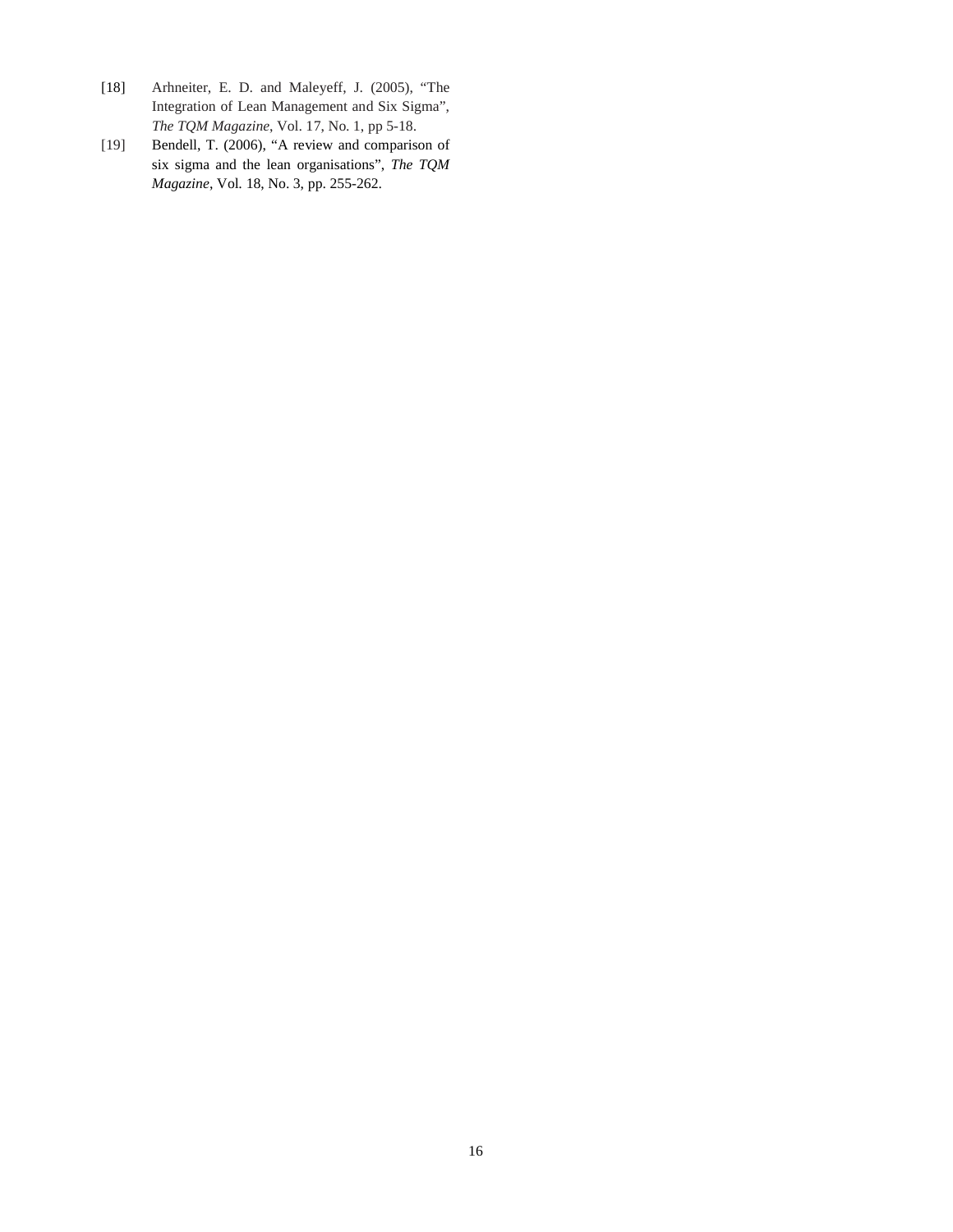[18] Arhneiter, E. D. and Maleyeff, J. (2005), "The Integration of Lean Management and Six Sigma", *The TQM Magazine*, Vol. 17, No. 1, pp 5-18.

[19] Bendell, T. (2006), "A review and comparison of six sigma and the lean organisations", *The TQM Magazine*, Vol. 18, No. 3, pp. 255-262.